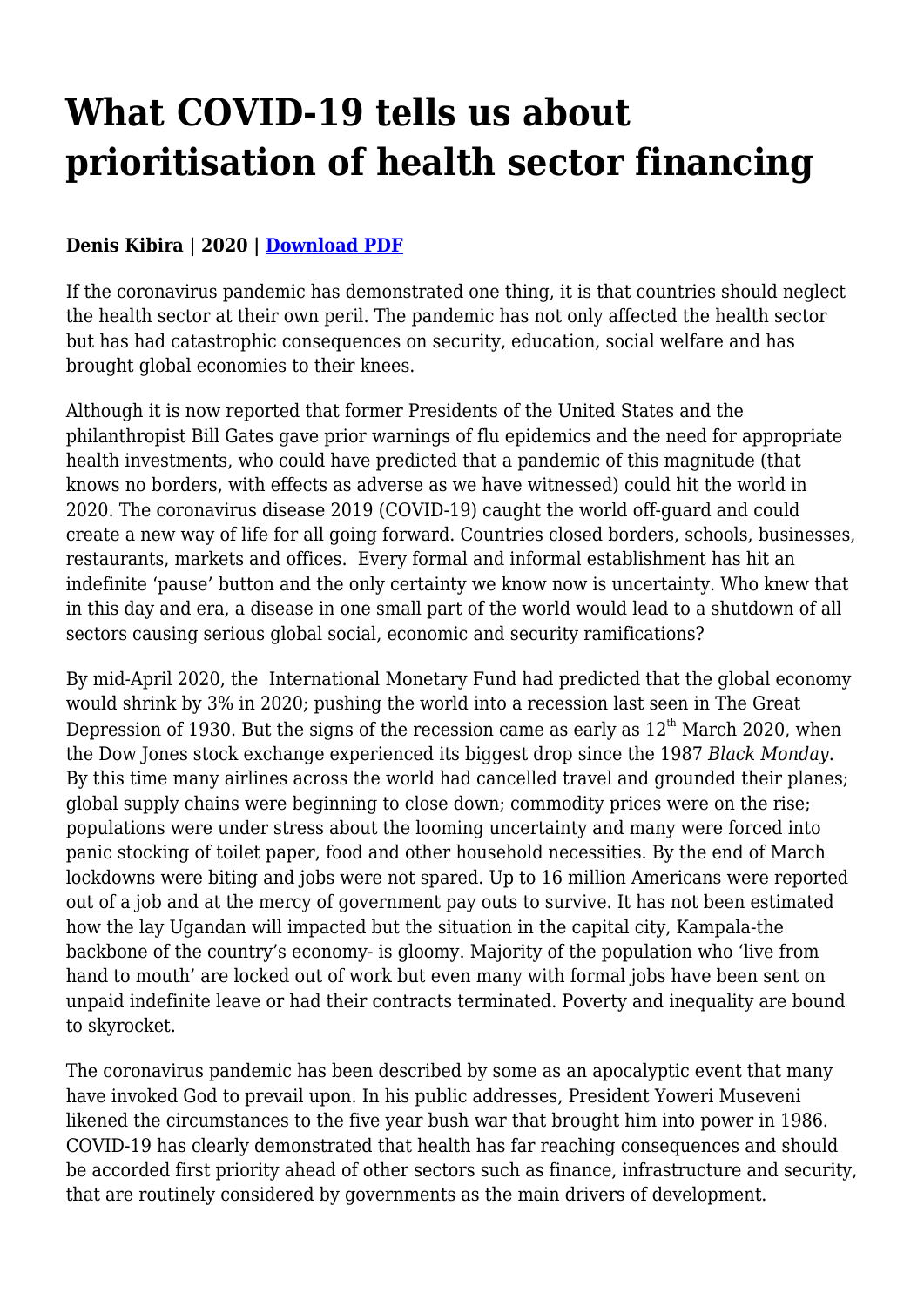# What COVID-19 tells us about prioritisation of health sector financing

**Denis Kibira | 2020 | [Download PDF]**

If the coronavirus pandemic has demonstrated one thing, it is that countries should neglect the health sector at their own peril. The pandemic has not only affected the health sector but has had catastrophic consequences on security, education, social welfare and has brought global economies to their knees.

Although it is now reported that former Presidents of the United States and the philanthropist Bill Gates gave prior warnings of flu epidemics and the need for appropriate health investments, who could have predicted that a pandemic of this magnitude (that knows no borders, with effects as adverse as we have witnessed) could hit the world in 2020. The coronavirus disease 2019 (COVID-19) caught the world off-guard and could create a new way of life for all going forward. Countries closed borders, schools, businesses, restaurants, markets and offices. Every formal and informal establishment has hit an indefinite 'pause' button and the only certainty we know now is uncertainty. Who knew that in this day and era, a disease in one small part of the world would lead to a shutdown of all sectors causing serious global social, economic and security ramifications?

By mid-April 2020, the International Monetary Fund had predicted that the global economy would shrink by 3% in 2020; pushing the world into a recession last seen in The Great Depression of 1930. But the signs of the recession came as early as 12th March 2020, when the Dow Jones stock exchange experienced its biggest drop since the 1987 *Black Monday*. By this time many airlines across the world had cancelled travel and grounded their planes; global supply chains were beginning to close down; commodity prices were on the rise; populations were under stress about the looming uncertainty and many were forced into panic stocking of toilet paper, food and other household necessities. By the end of March lockdowns were biting and jobs were not spared. Up to 16 million Americans were reported out of a job and at the mercy of government pay outs to survive. It has not been estimated how the lay Ugandan will impacted but the situation in the capital city, Kampala-the backbone of the country's economy- is gloomy. Majority of the population who 'live from hand to mouth' are locked out of work but even many with formal jobs have been sent on unpaid indefinite leave or had their contracts terminated. Poverty and inequality are bound to skyrocket.

The coronavirus pandemic has been described by some as an apocalyptic event that many have invoked God to prevail upon. In his public addresses, President Yoweri Museveni likened the circumstances to the five year bush war that brought him into power in 1986. COVID-19 has clearly demonstrated that health has far reaching consequences and should be accorded first priority ahead of other sectors such as finance, infrastructure and security, that are routinely considered by governments as the main drivers of development.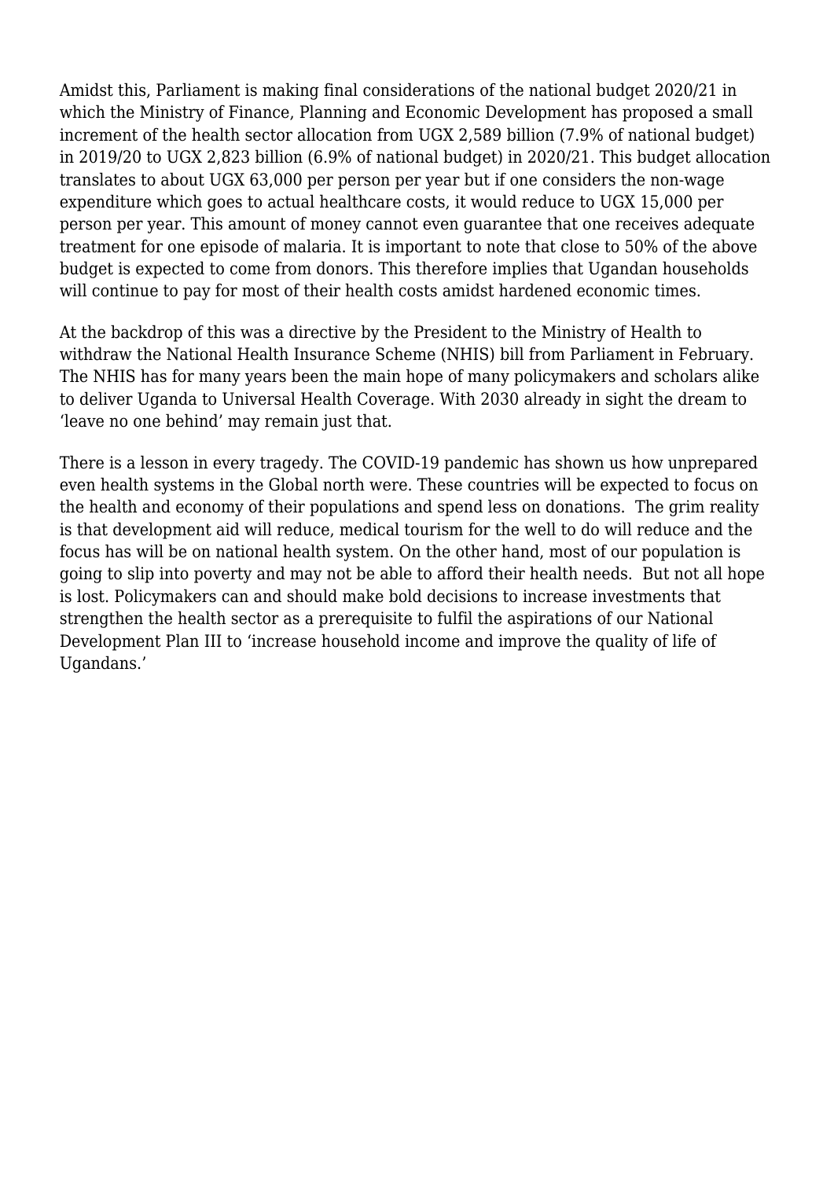Amidst this, Parliament is making final considerations of the national budget 2020/21 in which the Ministry of Finance, Planning and Economic Development has proposed a small increment of the health sector allocation from UGX 2,589 billion (7.9% of national budget) in 2019/20 to UGX 2,823 billion (6.9% of national budget) in 2020/21. This budget allocation translates to about UGX 63,000 per person per year but if one considers the non-wage expenditure which goes to actual healthcare costs, it would reduce to UGX 15,000 per person per year. This amount of money cannot even guarantee that one receives adequate treatment for one episode of malaria. It is important to note that close to 50% of the above budget is expected to come from donors. This therefore implies that Ugandan households will continue to pay for most of their health costs amidst hardened economic times.

At the backdrop of this was a directive by the President to the Ministry of Health to withdraw the National Health Insurance Scheme (NHIS) bill from Parliament in February. The NHIS has for many years been the main hope of many policymakers and scholars alike to deliver Uganda to Universal Health Coverage. With 2030 already in sight the dream to 'leave no one behind' may remain just that.

There is a lesson in every tragedy. The COVID-19 pandemic has shown us how unprepared even health systems in the Global north were. These countries will be expected to focus on the health and economy of their populations and spend less on donations. The grim reality is that development aid will reduce, medical tourism for the well to do will reduce and the focus has will be on national health system. On the other hand, most of our population is going to slip into poverty and may not be able to afford their health needs. But not all hope is lost. Policymakers can and should make bold decisions to increase investments that strengthen the health sector as a prerequisite to fulfil the aspirations of our National Development Plan III to 'increase household income and improve the quality of life of Ugandans.'